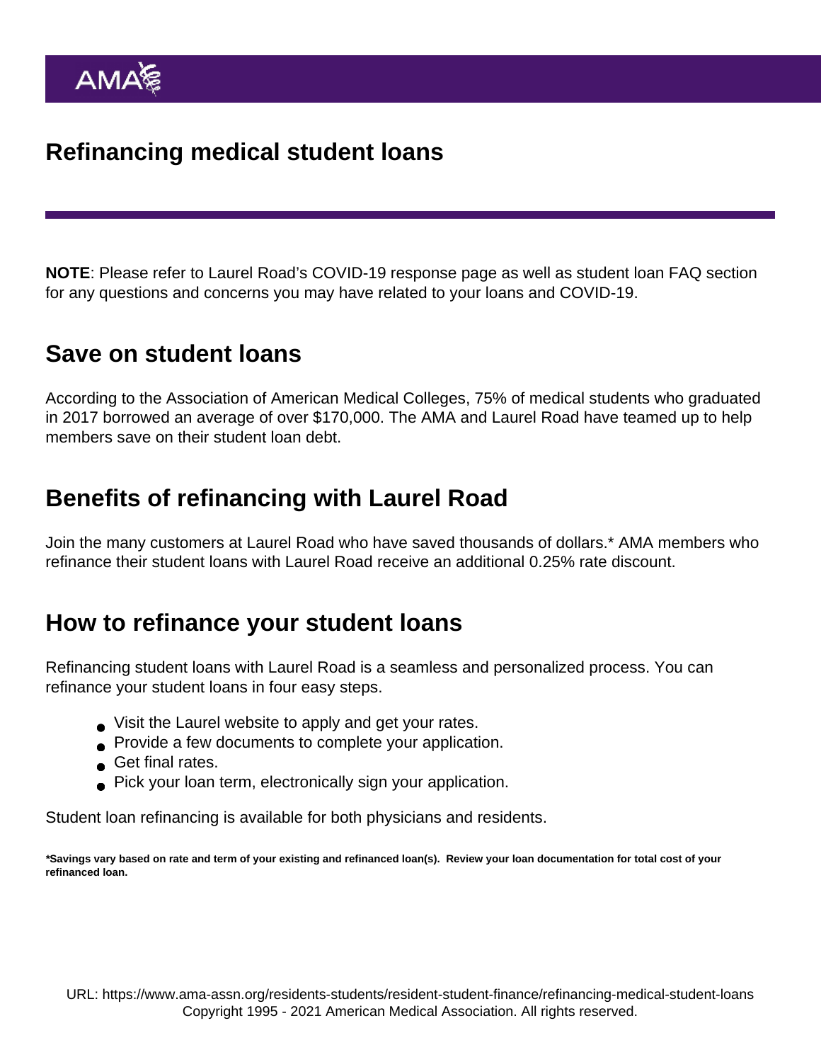# Refinancing medical student loans

**NOTE**: Please refer to Laurel Road's COVID-19 response page as well as student loan FAQ section for any questions and concerns you may have related to your loans and COVID-19.

## Save on student loans

According to the Association of American Medical Colleges, 75% of medical students who graduated in 2017 borrowed an average of over $170,000. The AMA and Laurel Road have teamed up to help members save on their student loan debt.

## Benefits of refinancing with Laurel Road

Join the many customers at Laurel Road who have saved thousands of dollars.* AMA members who refinance their student loans with Laurel Road receive an additional 0.25% rate discount.

## How to refinance your student loans

Refinancing student loans with Laurel Road is a seamless and personalized process. You can refinance your student loans in four easy steps.

- Visit the Laurel website to apply and get your rates.
- Provide a few documents to complete your application.
- Get final rates.
- Pick your loan term, electronically sign your application.

Student loan refinancing is available for both physicians and residents.

**\*Savings vary based on rate and term of your existing and refinanced loan(s). Review your loan documentation for total cost of your refinanced loan.**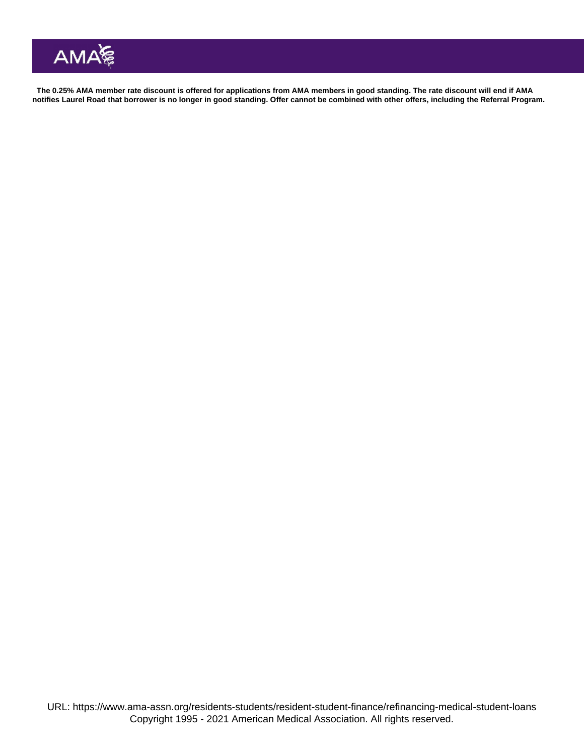**The 0.25% AMA member rate discount is offered for applications from AMA members in good standing. The rate discount will end if AMA notifies Laurel Road that borrower is no longer in good standing. Offer cannot be combined with other offers, including the Referral Program.**